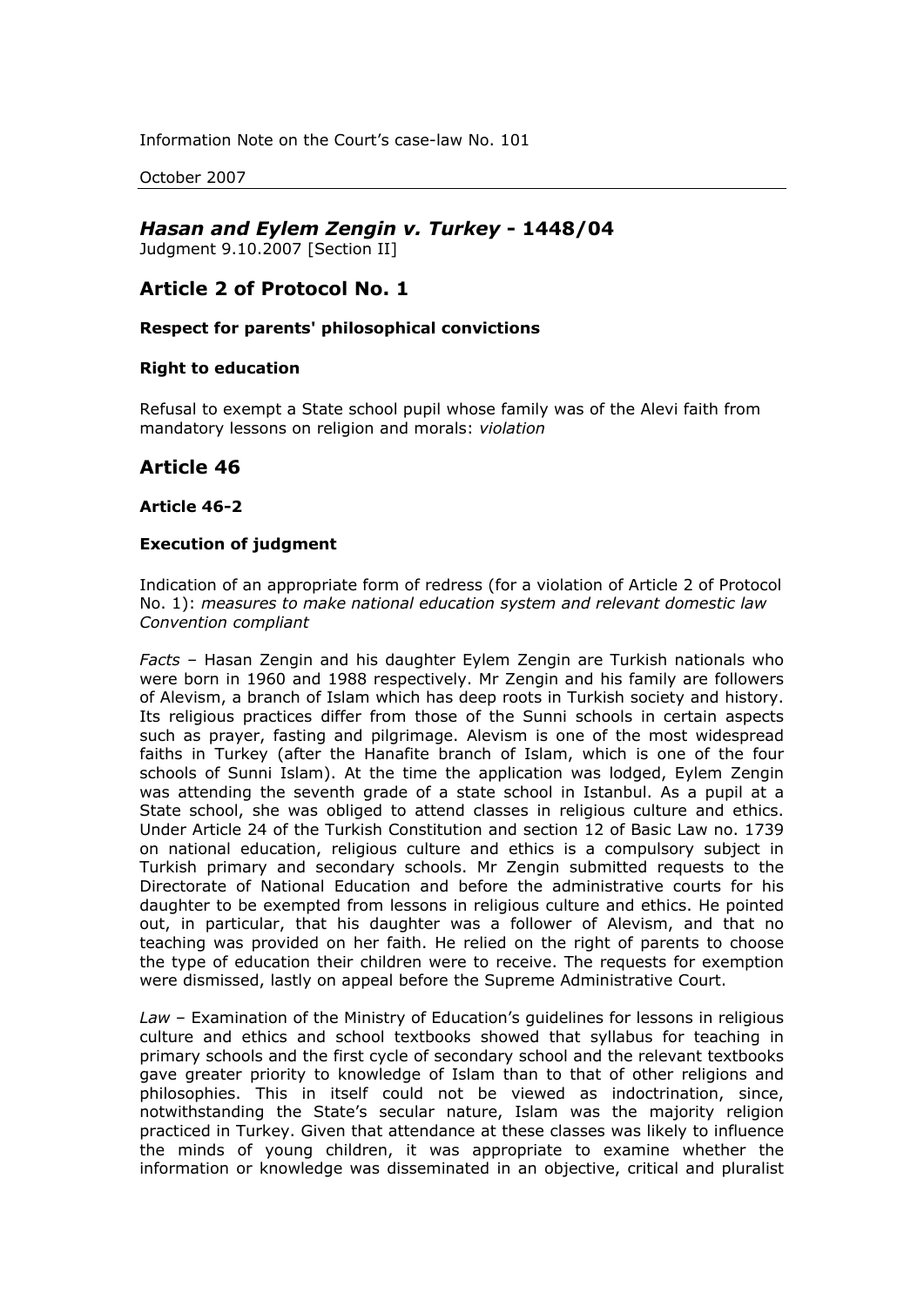Information Note on the Court's case-law No. 101

October 2007

## *Hasan and Eylem Zengin v. Turkey* - 1448/04

Judgment 9.10.2007 [Section II]

## Article 2 of Protocol No. 1

**Respect for parents' philosophical convictions**

**Right to education**

Refusal to exempt a State school pupil whose family was of the Alevi faith from mandatory lessons on religion and morals: *violation*

## Article 46

**Article 46-2**

**Execution of judgment**

Indication of an appropriate form of redress (for a violation of Article 2 of Protocol No. 1): *measures to make national education system and relevant domestic law Convention compliant*

*Facts* – Hasan Zengin and his daughter Eylem Zengin are Turkish nationals who were born in 1960 and 1988 respectively. Mr Zengin and his family are followers of Alevism, a branch of Islam which has deep roots in Turkish society and history. Its religious practices differ from those of the Sunni schools in certain aspects such as prayer, fasting and pilgrimage. Alevism is one of the most widespread faiths in Turkey (after the Hanafite branch of Islam, which is one of the four schools of Sunni Islam). At the time the application was lodged, Eylem Zengin was attending the seventh grade of a state school in Istanbul. As a pupil at a State school, she was obliged to attend classes in religious culture and ethics. Under Article 24 of the Turkish Constitution and section 12 of Basic Law no. 1739 on national education, religious culture and ethics is a compulsory subject in Turkish primary and secondary schools. Mr Zengin submitted requests to the Directorate of National Education and before the administrative courts for his daughter to be exempted from lessons in religious culture and ethics. He pointed out, in particular, that his daughter was a follower of Alevism, and that no teaching was provided on her faith. He relied on the right of parents to choose the type of education their children were to receive. The requests for exemption were dismissed, lastly on appeal before the Supreme Administrative Court.

*Law* – Examination of the Ministry of Education's guidelines for lessons in religious culture and ethics and school textbooks showed that syllabus for teaching in primary schools and the first cycle of secondary school and the relevant textbooks gave greater priority to knowledge of Islam than to that of other religions and philosophies. This in itself could not be viewed as indoctrination, since, notwithstanding the State's secular nature, Islam was the majority religion practiced in Turkey. Given that attendance at these classes was likely to influence the minds of young children, it was appropriate to examine whether the information or knowledge was disseminated in an objective, critical and pluralist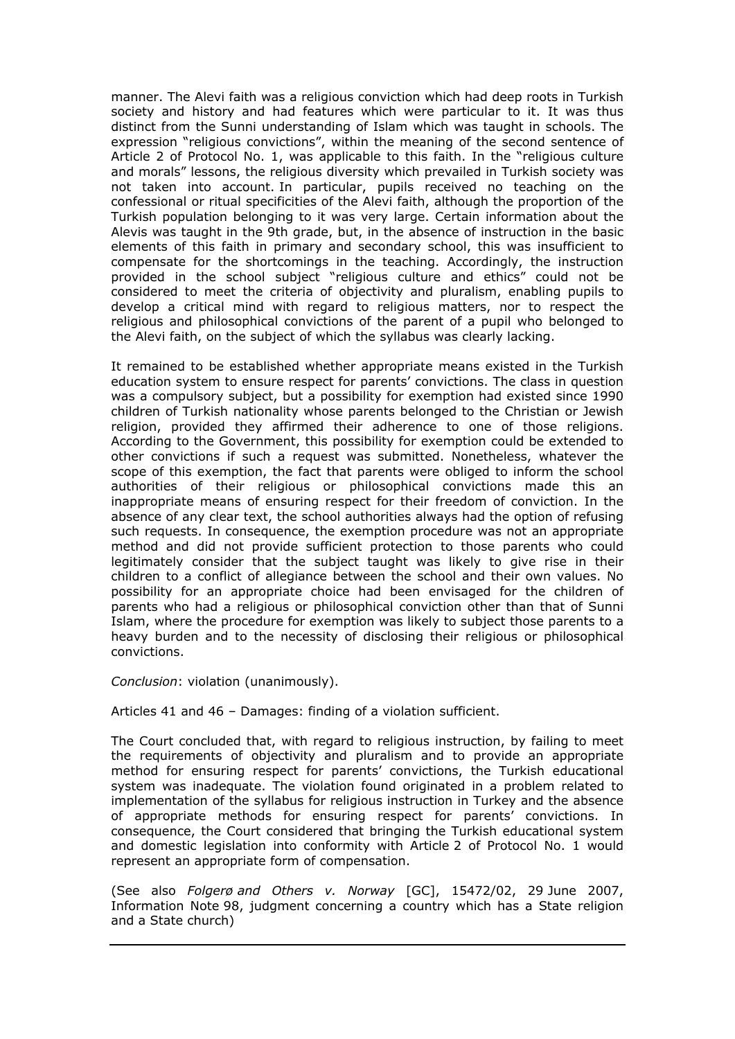manner. The Alevi faith was a religious conviction which had deep roots in Turkish society and history and had features which were particular to it. It was thus distinct from the Sunni understanding of Islam which was taught in schools. The expression "religious convictions", within the meaning of the second sentence of Article 2 of Protocol No. 1, was applicable to this faith. In the "religious culture and morals" lessons, the religious diversity which prevailed in Turkish society was not taken into account. In particular, pupils received no teaching on the confessional or ritual specificities of the Alevi faith, although the proportion of the Turkish population belonging to it was very large. Certain information about the Alevis was taught in the 9th grade, but, in the absence of instruction in the basic elements of this faith in primary and secondary school, this was insufficient to compensate for the shortcomings in the teaching. Accordingly, the instruction provided in the school subject "religious culture and ethics" could not be considered to meet the criteria of objectivity and pluralism, enabling pupils to develop a critical mind with regard to religious matters, nor to respect the religious and philosophical convictions of the parent of a pupil who belonged to the Alevi faith, on the subject of which the syllabus was clearly lacking.

It remained to be established whether appropriate means existed in the Turkish education system to ensure respect for parents' convictions. The class in question was a compulsory subject, but a possibility for exemption had existed since 1990 children of Turkish nationality whose parents belonged to the Christian or Jewish religion, provided they affirmed their adherence to one of those religions. According to the Government, this possibility for exemption could be extended to other convictions if such a request was submitted. Nonetheless, whatever the scope of this exemption, the fact that parents were obliged to inform the school authorities of their religious or philosophical convictions made this an inappropriate means of ensuring respect for their freedom of conviction. In the absence of any clear text, the school authorities always had the option of refusing such requests. In consequence, the exemption procedure was not an appropriate method and did not provide sufficient protection to those parents who could legitimately consider that the subject taught was likely to give rise in their children to a conflict of allegiance between the school and their own values. No possibility for an appropriate choice had been envisaged for the children of parents who had a religious or philosophical conviction other than that of Sunni Islam, where the procedure for exemption was likely to subject those parents to a heavy burden and to the necessity of disclosing their religious or philosophical convictions.

*Conclusion*: violation (unanimously).

Articles 41 and 46 – Damages: finding of a violation sufficient.

The Court concluded that, with regard to religious instruction, by failing to meet the requirements of objectivity and pluralism and to provide an appropriate method for ensuring respect for parents' convictions, the Turkish educational system was inadequate. The violation found originated in a problem related to implementation of the syllabus for religious instruction in Turkey and the absence of appropriate methods for ensuring respect for parents' convictions. In consequence, the Court considered that bringing the Turkish educational system and domestic legislation into conformity with Article 2 of Protocol No. 1 would represent an appropriate form of compensation.

(See also *Folgerø and Others v. Norway* [GC], 15472/02, 29 June 2007, Information Note 98, judgment concerning a country which has a State religion and a State church)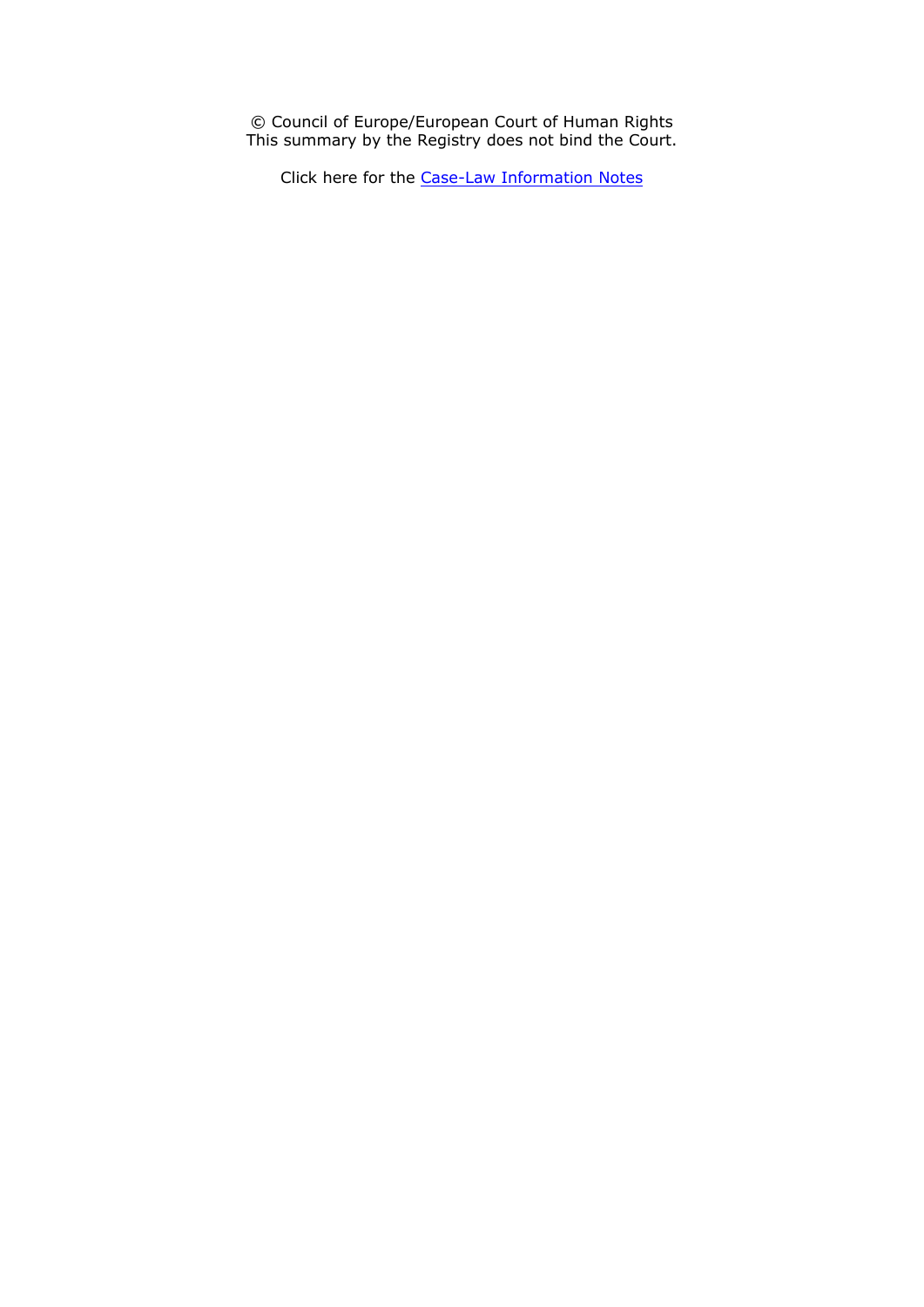© Council of Europe/European Court of Human Rights
This summary by the Registry does not bind the Court.

Click here for the Case-Law Information Notes